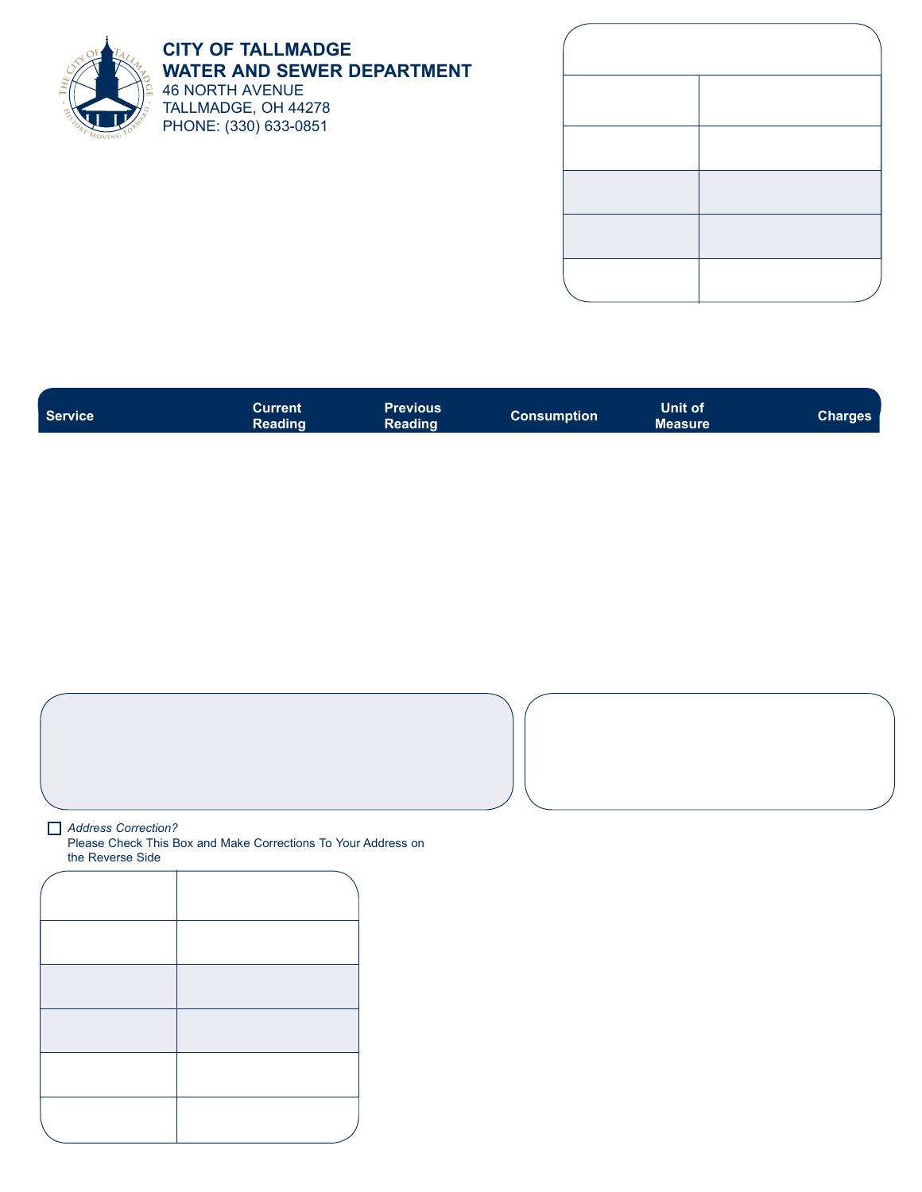**CITY OF TALLMADGE**
**WATER AND SEWER DEPARTMENT**
46 NORTH AVENUE
TALLMADGE, OH 44278
PHONE: (330) 633-0851

| Service | Current Reading | Previous Reading | Consumption | Unit of Measure | Charges |
|---|---|---|---|---|---|

☐ *Address Correction?*
Please Check This Box and Make Corrections To Your Address on the Reverse Side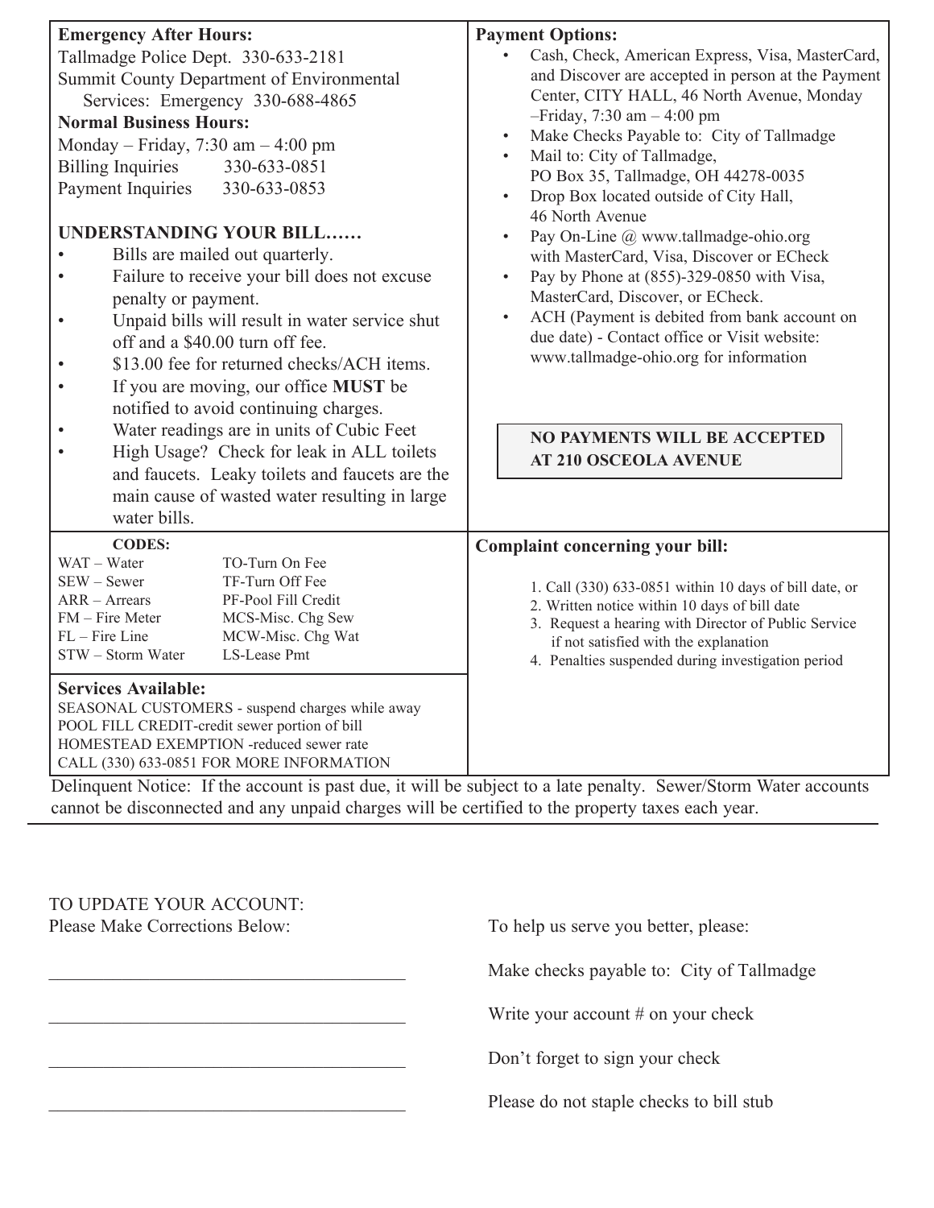**Emergency After Hours:**

Tallmadge Police Dept. 330-633-2181

Summit County Department of Environmental Services: Emergency 330-688-4865

**Normal Business Hours:**

Monday – Friday, 7:30 am – 4:00 pm

Billing Inquiries 330-633-0851

Payment Inquiries 330-633-0853

**UNDERSTANDING YOUR BILL……**

- Bills are mailed out quarterly.
- Failure to receive your bill does not excuse penalty or payment.
- Unpaid bills will result in water service shut off and a $40.00 turn off fee.
- $13.00 fee for returned checks/ACH items.
- If you are moving, our office **MUST** be notified to avoid continuing charges.
- Water readings are in units of Cubic Feet
- High Usage? Check for leak in ALL toilets and faucets. Leaky toilets and faucets are the main cause of wasted water resulting in large water bills.

**Payment Options:**

- Cash, Check, American Express, Visa, MasterCard, and Discover are accepted in person at the Payment Center, CITY HALL, 46 North Avenue, Monday –Friday, 7:30 am – 4:00 pm
- Make Checks Payable to: City of Tallmadge
- Mail to: City of Tallmadge, PO Box 35, Tallmadge, OH 44278-0035
- Drop Box located outside of City Hall, 46 North Avenue
- Pay On-Line @ www.tallmadge-ohio.org with MasterCard, Visa, Discover or ECheck
- Pay by Phone at (855)-329-0850 with Visa, MasterCard, Discover, or ECheck.
- ACH (Payment is debited from bank account on due date) - Contact office or Visit website: www.tallmadge-ohio.org for information

**NO PAYMENTS WILL BE ACCEPTED AT 210 OSCEOLA AVENUE**

**CODES:**

| | |
|---|---|
| WAT – Water | TO-Turn On Fee |
| SEW – Sewer | TF-Turn Off Fee |
| ARR – Arrears | PF-Pool Fill Credit |
| FM – Fire Meter | MCS-Misc. Chg Sew |
| FL – Fire Line | MCW-Misc. Chg Wat |
| STW – Storm Water | LS-Lease Pmt |

**Services Available:**

SEASONAL CUSTOMERS - suspend charges while away

POOL FILL CREDIT-credit sewer portion of bill

HOMESTEAD EXEMPTION -reduced sewer rate

CALL (330) 633-0851 FOR MORE INFORMATION

**Complaint concerning your bill:**

1. Call (330) 633-0851 within 10 days of bill date, or
2. Written notice within 10 days of bill date
3. Request a hearing with Director of Public Service if not satisfied with the explanation
4. Penalties suspended during investigation period

Delinquent Notice: If the account is past due, it will be subject to a late penalty. Sewer/Storm Water accounts cannot be disconnected and any unpaid charges will be certified to the property taxes each year.

---

TO UPDATE YOUR ACCOUNT:
Please Make Corrections Below:

\_\_\_\_\_\_\_\_\_\_\_\_\_\_\_\_\_\_\_\_\_\_\_\_\_\_\_\_\_\_\_\_\_\_\_\_\_\_

\_\_\_\_\_\_\_\_\_\_\_\_\_\_\_\_\_\_\_\_\_\_\_\_\_\_\_\_\_\_\_\_\_\_\_\_\_\_

\_\_\_\_\_\_\_\_\_\_\_\_\_\_\_\_\_\_\_\_\_\_\_\_\_\_\_\_\_\_\_\_\_\_\_\_\_\_

\_\_\_\_\_\_\_\_\_\_\_\_\_\_\_\_\_\_\_\_\_\_\_\_\_\_\_\_\_\_\_\_\_\_\_\_\_\_

To help us serve you better, please:

Make checks payable to: City of Tallmadge

Write your account # on your check

Don't forget to sign your check

Please do not staple checks to bill stub